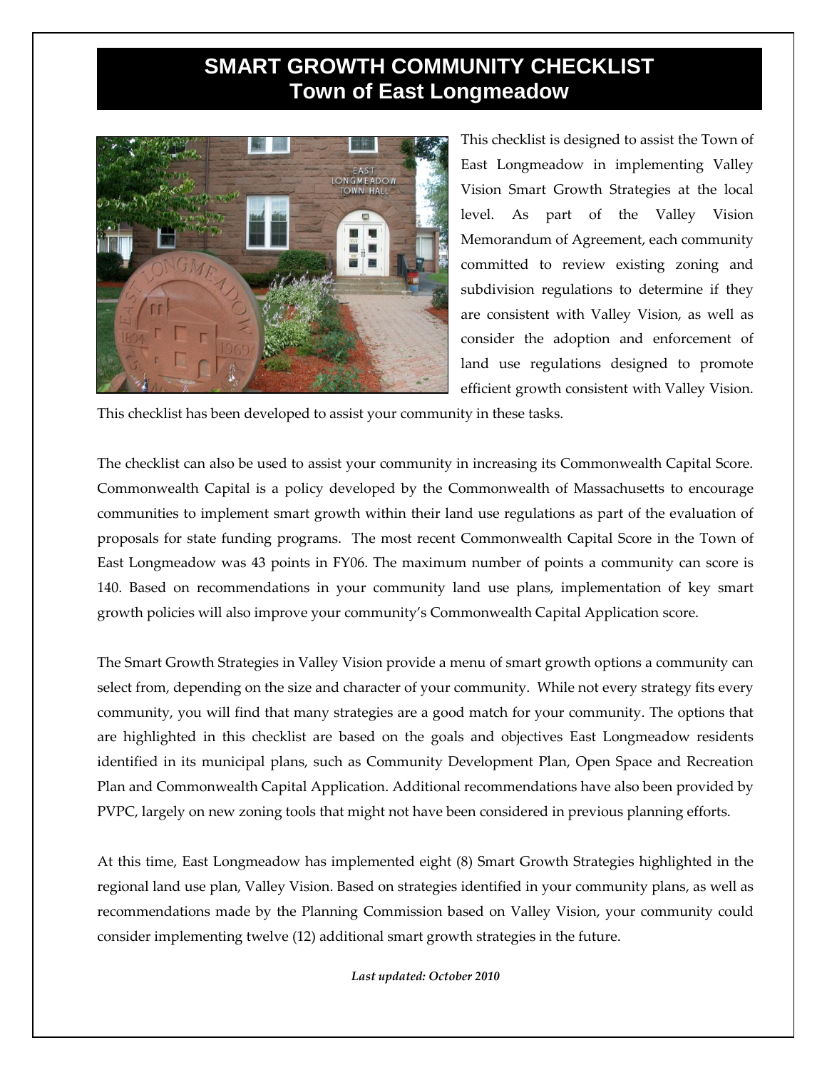# SMART GROWTH COMMUNITY CHECKLIST
## Town of East Longmeadow

This checklist is designed to assist the Town of East Longmeadow in implementing Valley Vision Smart Growth Strategies at the local level. As part of the Valley Vision Memorandum of Agreement, each community committed to review existing zoning and subdivision regulations to determine if they are consistent with Valley Vision, as well as consider the adoption and enforcement of land use regulations designed to promote efficient growth consistent with Valley Vision. This checklist has been developed to assist your community in these tasks.

The checklist can also be used to assist your community in increasing its Commonwealth Capital Score. Commonwealth Capital is a policy developed by the Commonwealth of Massachusetts to encourage communities to implement smart growth within their land use regulations as part of the evaluation of proposals for state funding programs. The most recent Commonwealth Capital Score in the Town of East Longmeadow was 43 points in FY06. The maximum number of points a community can score is 140. Based on recommendations in your community land use plans, implementation of key smart growth policies will also improve your community's Commonwealth Capital Application score.

The Smart Growth Strategies in Valley Vision provide a menu of smart growth options a community can select from, depending on the size and character of your community. While not every strategy fits every community, you will find that many strategies are a good match for your community. The options that are highlighted in this checklist are based on the goals and objectives East Longmeadow residents identified in its municipal plans, such as Community Development Plan, Open Space and Recreation Plan and Commonwealth Capital Application. Additional recommendations have also been provided by PVPC, largely on new zoning tools that might not have been considered in previous planning efforts.

At this time, East Longmeadow has implemented eight (8) Smart Growth Strategies highlighted in the regional land use plan, Valley Vision. Based on strategies identified in your community plans, as well as recommendations made by the Planning Commission based on Valley Vision, your community could consider implementing twelve (12) additional smart growth strategies in the future.

***Last updated: October 2010***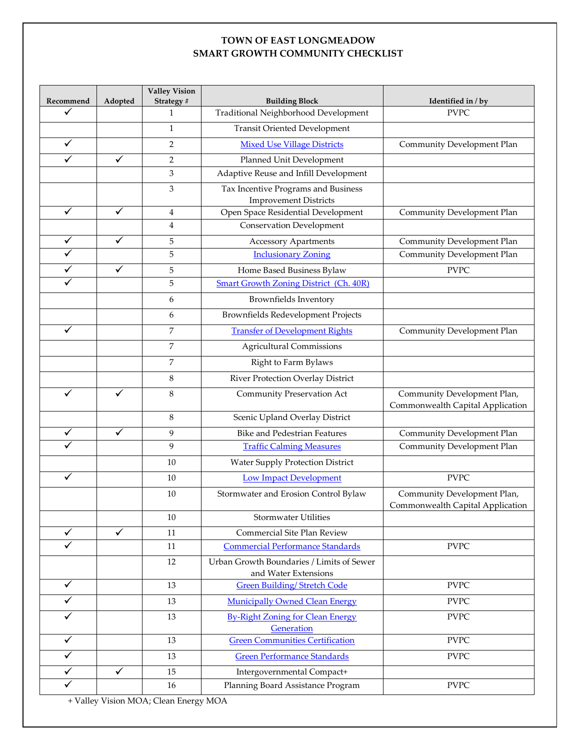# TOWN OF EAST LONGMEADOW
## SMART GROWTH COMMUNITY CHECKLIST

| Recommend | Adopted | Valley Vision Strategy # | Building Block | Identified in / by |
|---|---|---|---|---|
| ✓ | | 1 | Traditional Neighborhood Development | PVPC |
| | | 1 | Transit Oriented Development | |
| ✓ | | 2 | Mixed Use Village Districts | Community Development Plan |
| ✓ | ✓ | 2 | Planned Unit Development | |
| | | 3 | Adaptive Reuse and Infill Development | |
| | | 3 | Tax Incentive Programs and Business Improvement Districts | |
| ✓ | ✓ | 4 | Open Space Residential Development | Community Development Plan |
| | | 4 | Conservation Development | |
| ✓ | ✓ | 5 | Accessory Apartments | Community Development Plan |
| ✓ | | 5 | Inclusionary Zoning | Community Development Plan |
| ✓ | ✓ | 5 | Home Based Business Bylaw | PVPC |
| ✓ | | 5 | Smart Growth Zoning District (Ch. 40R) | |
| | | 6 | Brownfields Inventory | |
| | | 6 | Brownfields Redevelopment Projects | |
| ✓ | | 7 | Transfer of Development Rights | Community Development Plan |
| | | 7 | Agricultural Commissions | |
| | | 7 | Right to Farm Bylaws | |
| | | 8 | River Protection Overlay District | |
| ✓ | ✓ | 8 | Community Preservation Act | Community Development Plan, Commonwealth Capital Application |
| | | 8 | Scenic Upland Overlay District | |
| ✓ | ✓ | 9 | Bike and Pedestrian Features | Community Development Plan |
| ✓ | | 9 | Traffic Calming Measures | Community Development Plan |
| | | 10 | Water Supply Protection District | |
| ✓ | | 10 | Low Impact Development | PVPC |
| | | 10 | Stormwater and Erosion Control Bylaw | Community Development Plan, Commonwealth Capital Application |
| | | 10 | Stormwater Utilities | |
| ✓ | ✓ | 11 | Commercial Site Plan Review | |
| ✓ | | 11 | Commercial Performance Standards | PVPC |
| | | 12 | Urban Growth Boundaries / Limits of Sewer and Water Extensions | |
| ✓ | | 13 | Green Building/ Stretch Code | PVPC |
| ✓ | | 13 | Municipally Owned Clean Energy | PVPC |
| ✓ | | 13 | By-Right Zoning for Clean Energy Generation | PVPC |
| ✓ | | 13 | Green Communities Certification | PVPC |
| ✓ | | 13 | Green Performance Standards | PVPC |
| ✓ | ✓ | 15 | Intergovernmental Compact+ | |
| ✓ | | 16 | Planning Board Assistance Program | PVPC |

+ Valley Vision MOA; Clean Energy MOA